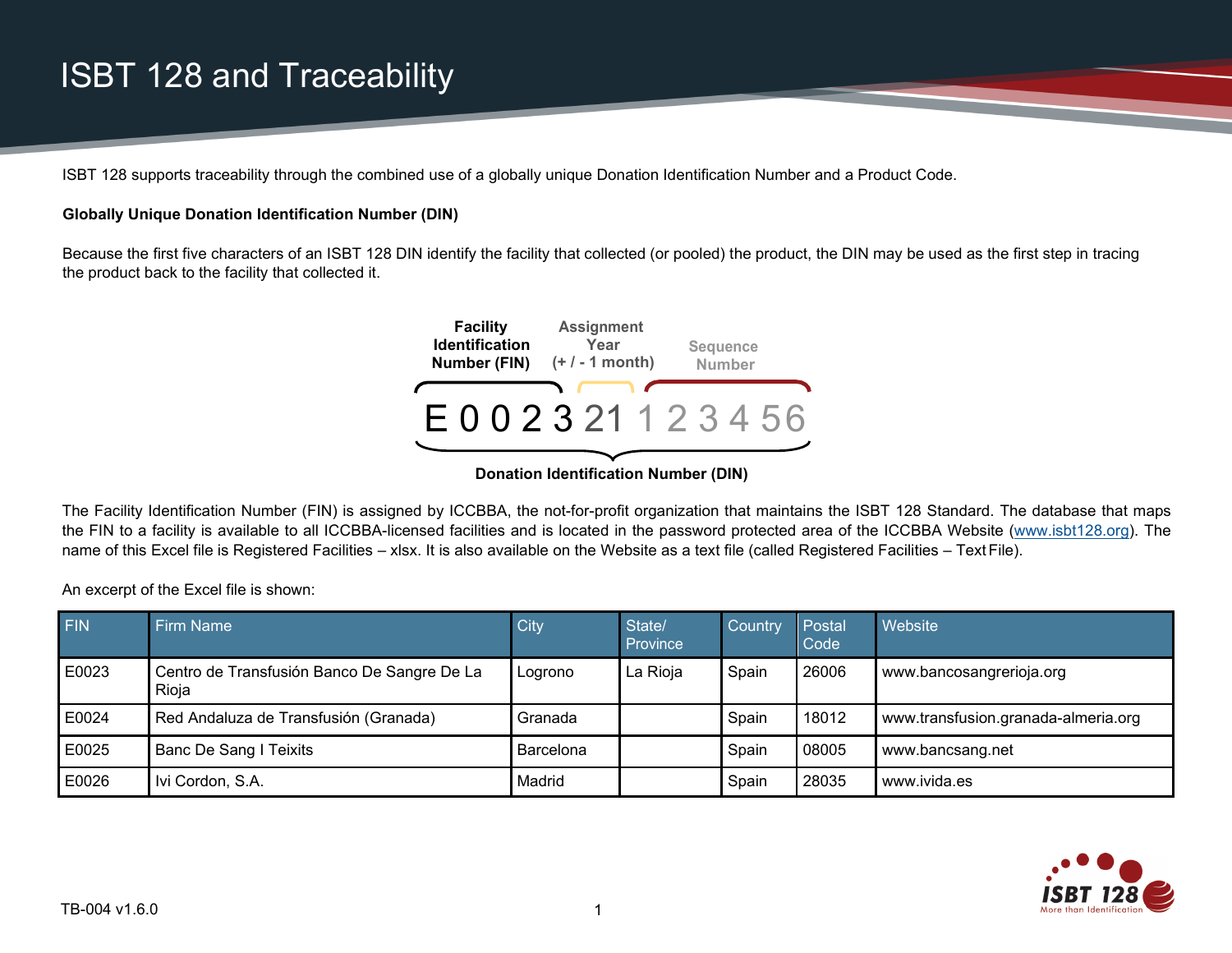# ISBT 128 and Traceability

ISBT 128 supports traceability through the combined use of a globally unique Donation Identification Number and a Product Code.

**Globally Unique Donation Identification Number (DIN)**

Because the first five characters of an ISBT 128 DIN identify the facility that collected (or pooled) the product, the DIN may be used as the first step in tracing the product back to the facility that collected it.

**Facility Identification Number (FIN)** | **Assignment Year (+ / - 1 month)** | **Sequence Number**

E 0 0 2 3 21 1 2 3 4 56

**Donation Identification Number (DIN)**

The Facility Identification Number (FIN) is assigned by ICCBBA, the not-for-profit organization that maintains the ISBT 128 Standard. The database that maps the FIN to a facility is available to all ICCBBA-licensed facilities and is located in the password protected area of the ICCBBA Website (www.isbt128.org). The name of this Excel file is Registered Facilities – xlsx. It is also available on the Website as a text file (called Registered Facilities – Text File).

An excerpt of the Excel file is shown:

| FIN | Firm Name | City | State/ Province | Country | Postal Code | Website |
|---|---|---|---|---|---|---|
| E0023 | Centro de Transfusión Banco De Sangre De La Rioja | Logrono | La Rioja | Spain | 26006 | www.bancosangrerioja.org |
| E0024 | Red Andaluza de Transfusión (Granada) | Granada | | Spain | 18012 | www.transfusion.granada-almeria.org |
| E0025 | Banc De Sang I Teixits | Barcelona | | Spain | 08005 | www.bancsang.net |
| E0026 | Ivi Cordon, S.A. | Madrid | | Spain | 28035 | www.ivida.es |

TB-004 v1.6.0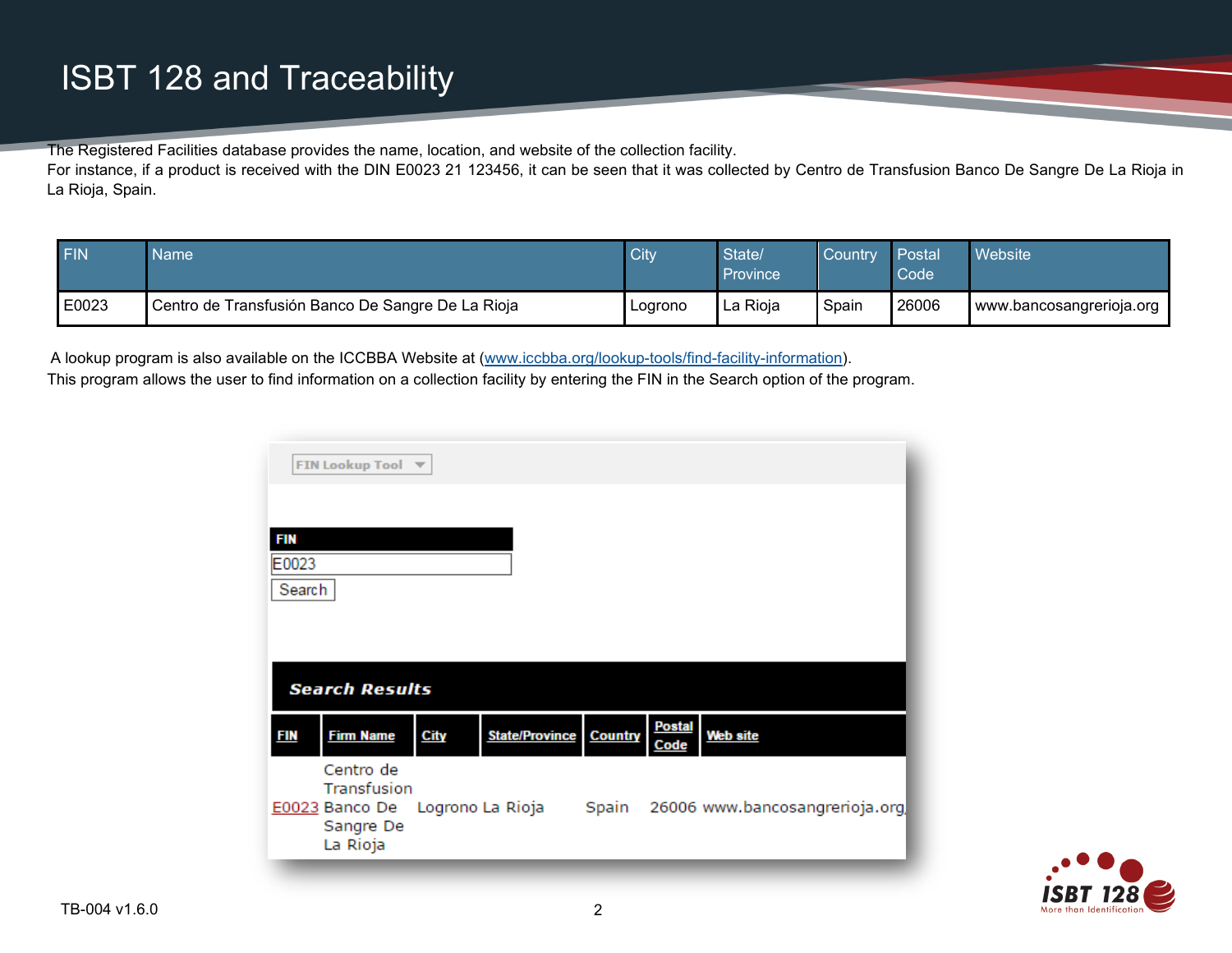# ISBT 128 and Traceability

The Registered Facilities database provides the name, location, and website of the collection facility.
For instance, if a product is received with the DIN E0023 21 123456, it can be seen that it was collected by Centro de Transfusion Banco De Sangre De La Rioja in La Rioja, Spain.

| FIN | Name | City | State/ Province | Country | Postal Code | Website |
|---|---|---|---|---|---|---|
| E0023 | Centro de Transfusión Banco De Sangre De La Rioja | Logrono | La Rioja | Spain | 26006 | www.bancosangrerioja.org |

A lookup program is also available on the ICCBBA Website at (www.iccbba.org/lookup-tools/find-facility-information).
This program allows the user to find information on a collection facility by entering the FIN in the Search option of the program.

FIN Lookup Tool

FIN

E0023

Search

**Search Results**

| FIN | Firm Name | City | State/Province | Country | Postal Code | Web site |
|---|---|---|---|---|---|---|
| E0023 | Centro de Transfusion Banco De Sangre De La Rioja | Logrono | La Rioja | Spain | 26006 | www.bancosangrerioja.org |

TB-004 v1.6.0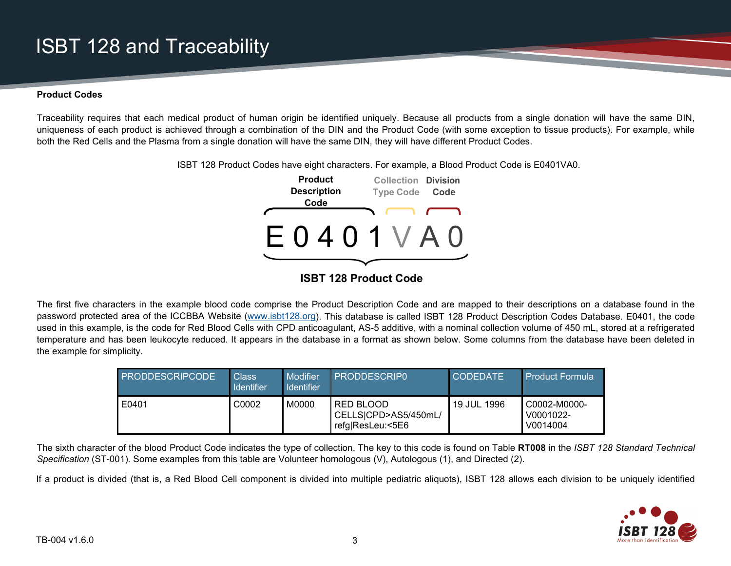# ISBT 128 and Traceability

**Product Codes**

Traceability requires that each medical product of human origin be identified uniquely. Because all products from a single donation will have the same DIN, uniqueness of each product is achieved through a combination of the DIN and the Product Code (with some exception to tissue products). For example, while both the Red Cells and the Plasma from a single donation will have the same DIN, they will have different Product Codes.

ISBT 128 Product Codes have eight characters. For example, a Blood Product Code is E0401VA0.

**Product Description Code** | Collection Type Code | **Division Code**

E 0 4 0 1 V A 0

**ISBT 128 Product Code**

The first five characters in the example blood code comprise the Product Description Code and are mapped to their descriptions on a database found in the password protected area of the ICCBBA Website ([www.isbt128.org](http://www.isbt128.org)). This database is called ISBT 128 Product Description Codes Database. E0401, the code used in this example, is the code for Red Blood Cells with CPD anticoagulant, AS-5 additive, with a nominal collection volume of 450 mL, stored at a refrigerated temperature and has been leukocyte reduced. It appears in the database in a format as shown below. Some columns from the database have been deleted in the example for simplicity.

| PRODDESCRIPCODE | Class Identifier | Modifier Identifier | PRODDESCRIP0 | CODEDATE | Product Formula |
|---|---|---|---|---|---|
| E0401 | C0002 | M0000 | RED BLOOD CELLS\|CPD>AS5/450mL/ refg\|ResLeu:<5E6 | 19 JUL 1996 | C0002-M0000-V0001022-V0014004 |

The sixth character of the blood Product Code indicates the type of collection. The key to this code is found on Table **RT008** in the *ISBT 128 Standard Technical Specification* (ST-001). Some examples from this table are Volunteer homologous (V), Autologous (1), and Directed (2).

If a product is divided (that is, a Red Blood Cell component is divided into multiple pediatric aliquots), ISBT 128 allows each division to be uniquely identified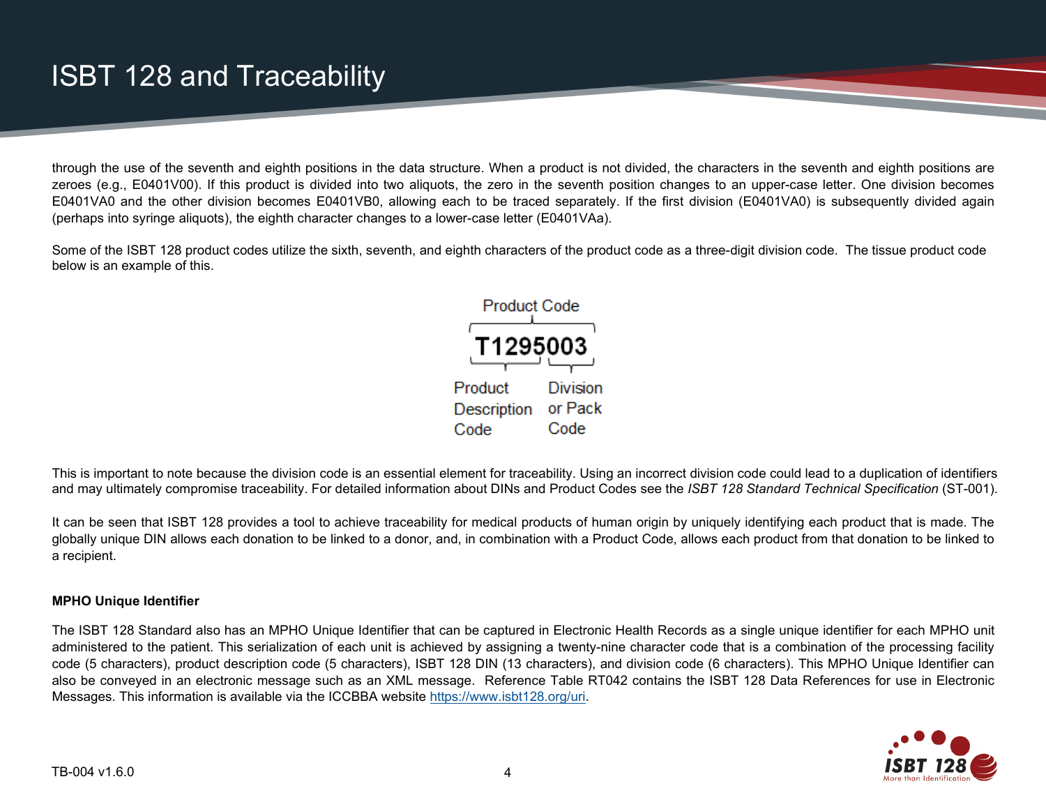through the use of the seventh and eighth positions in the data structure. When a product is not divided, the characters in the seventh and eighth positions are zeroes (e.g., E0401V00). If this product is divided into two aliquots, the zero in the seventh position changes to an upper-case letter. One division becomes E0401VA0 and the other division becomes E0401VB0, allowing each to be traced separately. If the first division (E0401VA0) is subsequently divided again (perhaps into syringe aliquots), the eighth character changes to a lower-case letter (E0401VAa).

Some of the ISBT 128 product codes utilize the sixth, seventh, and eighth characters of the product code as a three-digit division code. The tissue product code below is an example of this.

Product Code

**T1295003**

Product Description Code: T1295

Division or Pack Code: 003

This is important to note because the division code is an essential element for traceability. Using an incorrect division code could lead to a duplication of identifiers and may ultimately compromise traceability. For detailed information about DINs and Product Codes see the *ISBT 128 Standard Technical Specification* (ST-001).

It can be seen that ISBT 128 provides a tool to achieve traceability for medical products of human origin by uniquely identifying each product that is made. The globally unique DIN allows each donation to be linked to a donor, and, in combination with a Product Code, allows each product from that donation to be linked to a recipient.

**MPHO Unique Identifier**

The ISBT 128 Standard also has an MPHO Unique Identifier that can be captured in Electronic Health Records as a single unique identifier for each MPHO unit administered to the patient. This serialization of each unit is achieved by assigning a twenty-nine character code that is a combination of the processing facility code (5 characters), product description code (5 characters), ISBT 128 DIN (13 characters), and division code (6 characters). This MPHO Unique Identifier can also be conveyed in an electronic message such as an XML message. Reference Table RT042 contains the ISBT 128 Data References for use in Electronic Messages. This information is available via the ICCBBA website https://www.isbt128.org/uri.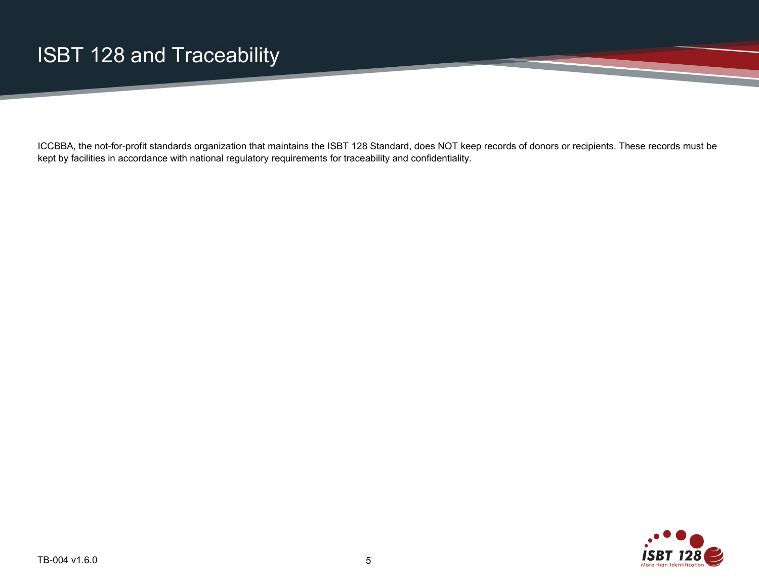# ISBT 128 and Traceability

ICCBBA, the not-for-profit standards organization that maintains the ISBT 128 Standard, does NOT keep records of donors or recipients. These records must be kept by facilities in accordance with national regulatory requirements for traceability and confidentiality.